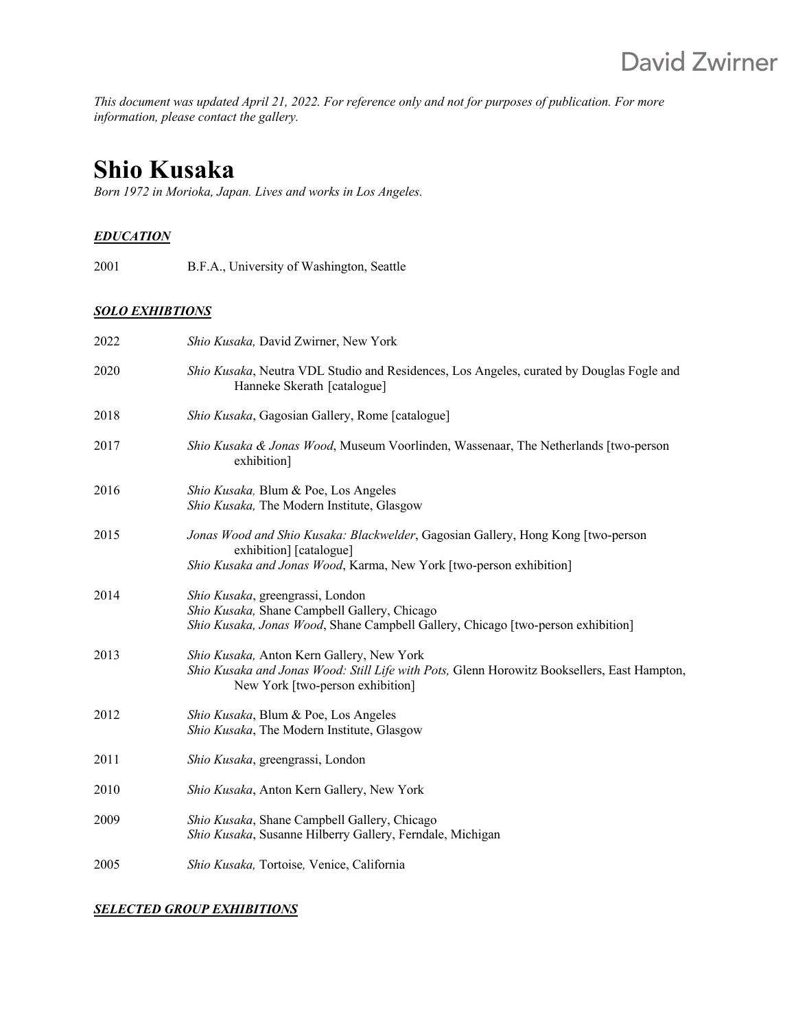*This document was updated April 21, 2022. For reference only and not for purposes of publication. For more information, please contact the gallery.*

# Shio Kusaka

*Born 1972 in Morioka, Japan. Lives and works in Los Angeles.*

***EDUCATION***

2001 B.F.A., University of Washington, Seattle

***SOLO EXHIBTIONS***

2022 *Shio Kusaka,* David Zwirner, New York

2020 *Shio Kusaka*, Neutra VDL Studio and Residences, Los Angeles, curated by Douglas Fogle and Hanneke Skerath [catalogue]

2018 *Shio Kusaka*, Gagosian Gallery, Rome [catalogue]

2017 *Shio Kusaka & Jonas Wood*, Museum Voorlinden, Wassenaar, The Netherlands [two-person exhibition]

2016 *Shio Kusaka,* Blum & Poe, Los Angeles
*Shio Kusaka,* The Modern Institute, Glasgow

2015 *Jonas Wood and Shio Kusaka: Blackwelder*, Gagosian Gallery, Hong Kong [two-person exhibition] [catalogue]
*Shio Kusaka and Jonas Wood*, Karma, New York [two-person exhibition]

2014 *Shio Kusaka*, greengrassi, London
*Shio Kusaka,* Shane Campbell Gallery, Chicago
*Shio Kusaka, Jonas Wood*, Shane Campbell Gallery, Chicago [two-person exhibition]

2013 *Shio Kusaka,* Anton Kern Gallery, New York
*Shio Kusaka and Jonas Wood: Still Life with Pots,* Glenn Horowitz Booksellers, East Hampton, New York [two-person exhibition]

2012 *Shio Kusaka*, Blum & Poe, Los Angeles
*Shio Kusaka*, The Modern Institute, Glasgow

2011 *Shio Kusaka*, greengrassi, London

2010 *Shio Kusaka*, Anton Kern Gallery, New York

2009 *Shio Kusaka*, Shane Campbell Gallery, Chicago
*Shio Kusaka*, Susanne Hilberry Gallery, Ferndale, Michigan

2005 *Shio Kusaka,* Tortoise*,* Venice, California

***SELECTED GROUP EXHIBITIONS***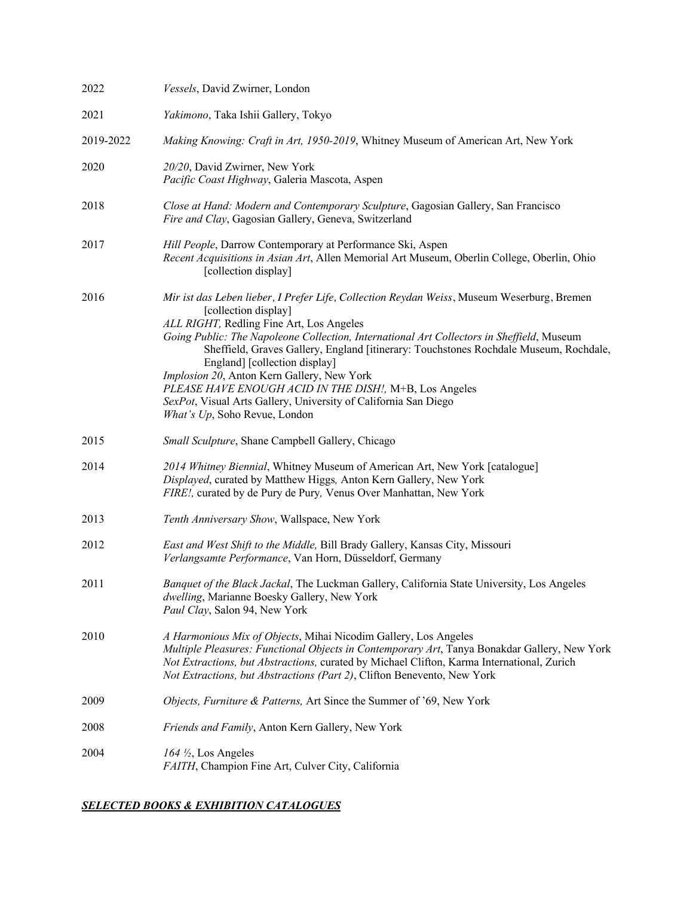2022 *Vessels*, David Zwirner, London

2021 *Yakimono*, Taka Ishii Gallery, Tokyo

2019-2022 *Making Knowing: Craft in Art, 1950-2019*, Whitney Museum of American Art, New York

2020 *20/20*, David Zwirner, New York
*Pacific Coast Highway*, Galeria Mascota, Aspen

2018 *Close at Hand: Modern and Contemporary Sculpture*, Gagosian Gallery, San Francisco
*Fire and Clay*, Gagosian Gallery, Geneva, Switzerland

2017 *Hill People*, Darrow Contemporary at Performance Ski, Aspen
*Recent Acquisitions in Asian Art*, Allen Memorial Art Museum, Oberlin College, Oberlin, Ohio [collection display]

2016 *Mir ist das Leben lieber, I Prefer Life, Collection Reydan Weiss*, Museum Weserburg, Bremen [collection display]
*ALL RIGHT,* Redling Fine Art, Los Angeles
*Going Public: The Napoleone Collection, International Art Collectors in Sheffield*, Museum Sheffield, Graves Gallery, England [itinerary: Touchstones Rochdale Museum, Rochdale, England] [collection display]
*Implosion 20*, Anton Kern Gallery, New York
*PLEASE HAVE ENOUGH ACID IN THE DISH!,* M+B, Los Angeles
*SexPot*, Visual Arts Gallery, University of California San Diego
*What's Up*, Soho Revue, London

2015 *Small Sculpture*, Shane Campbell Gallery, Chicago

2014 *2014 Whitney Biennial*, Whitney Museum of American Art, New York [catalogue]
*Displayed*, curated by Matthew Higgs*,* Anton Kern Gallery, New York
*FIRE!,* curated by de Pury de Pury*,* Venus Over Manhattan, New York

2013 *Tenth Anniversary Show*, Wallspace, New York

2012 *East and West Shift to the Middle,* Bill Brady Gallery, Kansas City, Missouri
*Verlangsamte Performance*, Van Horn, Düsseldorf, Germany

2011 *Banquet of the Black Jackal*, The Luckman Gallery, California State University, Los Angeles
*dwelling*, Marianne Boesky Gallery, New York
*Paul Clay*, Salon 94, New York

2010 *A Harmonious Mix of Objects*, Mihai Nicodim Gallery, Los Angeles
*Multiple Pleasures: Functional Objects in Contemporary Art*, Tanya Bonakdar Gallery, New York
*Not Extractions, but Abstractions,* curated by Michael Clifton, Karma International, Zurich
*Not Extractions, but Abstractions (Part 2)*, Clifton Benevento, New York

2009 *Objects, Furniture & Patterns,* Art Since the Summer of '69, New York

2008 *Friends and Family*, Anton Kern Gallery, New York

2004 *164 ½*, Los Angeles
*FAITH*, Champion Fine Art, Culver City, California

***SELECTED BOOKS & EXHIBITION CATALOGUES***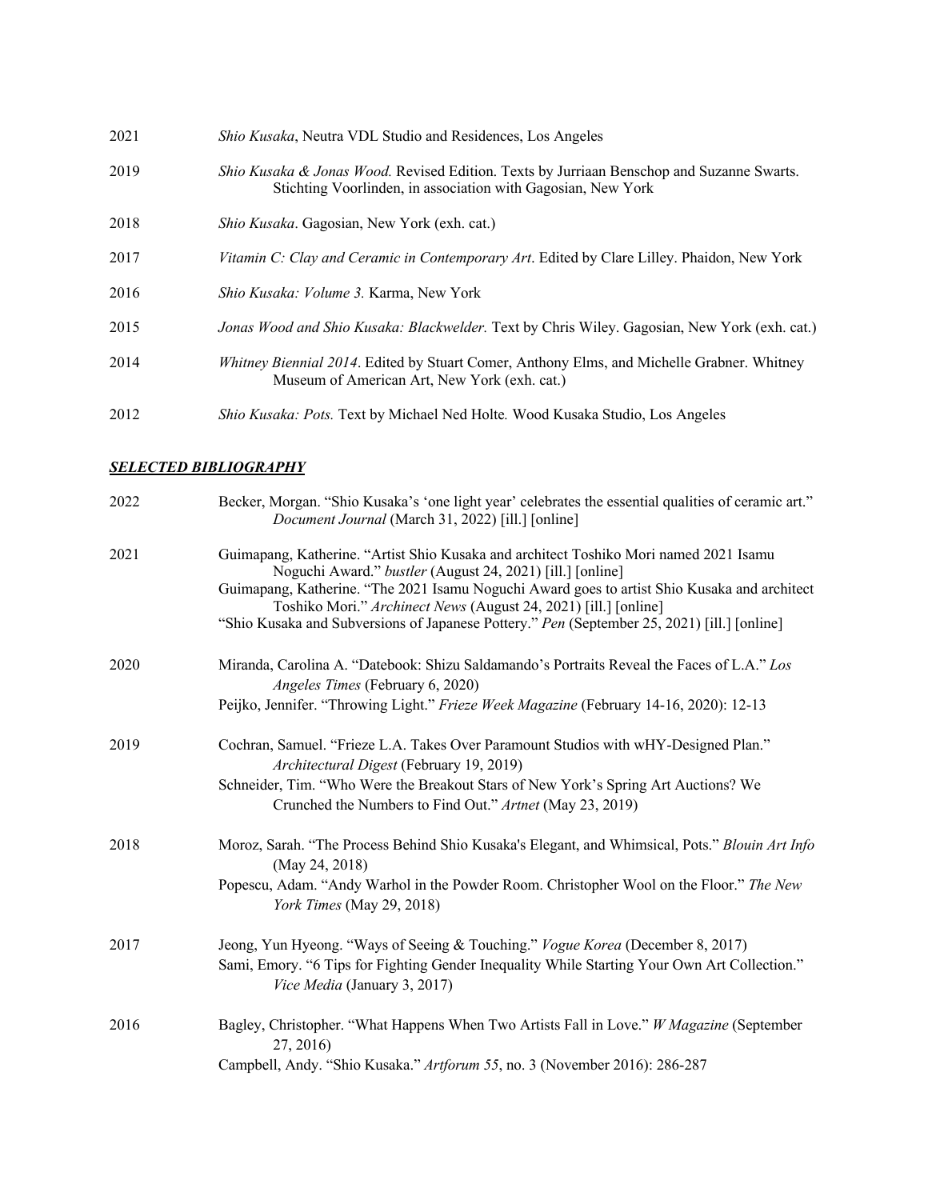2021 *Shio Kusaka*, Neutra VDL Studio and Residences, Los Angeles

2019 *Shio Kusaka & Jonas Wood.* Revised Edition. Texts by Jurriaan Benschop and Suzanne Swarts. Stichting Voorlinden, in association with Gagosian, New York

2018 *Shio Kusaka*. Gagosian, New York (exh. cat.)

2017 *Vitamin C: Clay and Ceramic in Contemporary Art*. Edited by Clare Lilley. Phaidon, New York

2016 *Shio Kusaka: Volume 3.* Karma, New York

2015 *Jonas Wood and Shio Kusaka: Blackwelder.* Text by Chris Wiley. Gagosian, New York (exh. cat.)

2014 *Whitney Biennial 2014*. Edited by Stuart Comer, Anthony Elms, and Michelle Grabner. Whitney Museum of American Art, New York (exh. cat.)

2012 *Shio Kusaka: Pots.* Text by Michael Ned Holte*.* Wood Kusaka Studio, Los Angeles

## ***SELECTED BIBLIOGRAPHY***

2022 Becker, Morgan. "Shio Kusaka's 'one light year' celebrates the essential qualities of ceramic art." *Document Journal* (March 31, 2022) [ill.] [online]

2021 Guimapang, Katherine. "Artist Shio Kusaka and architect Toshiko Mori named 2021 Isamu Noguchi Award." *bustler* (August 24, 2021) [ill.] [online]

Guimapang, Katherine. "The 2021 Isamu Noguchi Award goes to artist Shio Kusaka and architect Toshiko Mori." *Archinect News* (August 24, 2021) [ill.] [online]

"Shio Kusaka and Subversions of Japanese Pottery." *Pen* (September 25, 2021) [ill.] [online]

2020 Miranda, Carolina A. "Datebook: Shizu Saldamando's Portraits Reveal the Faces of L.A." *Los Angeles Times* (February 6, 2020)

Peijko, Jennifer. "Throwing Light." *Frieze Week Magazine* (February 14-16, 2020): 12-13

2019 Cochran, Samuel. "Frieze L.A. Takes Over Paramount Studios with wHY-Designed Plan." *Architectural Digest* (February 19, 2019)

Schneider, Tim. "Who Were the Breakout Stars of New York's Spring Art Auctions? We Crunched the Numbers to Find Out." *Artnet* (May 23, 2019)

2018 Moroz, Sarah. "The Process Behind Shio Kusaka's Elegant, and Whimsical, Pots." *Blouin Art Info* (May 24, 2018)

Popescu, Adam. "Andy Warhol in the Powder Room. Christopher Wool on the Floor." *The New York Times* (May 29, 2018)

2017 Jeong, Yun Hyeong. "Ways of Seeing & Touching." *Vogue Korea* (December 8, 2017)

Sami, Emory. "6 Tips for Fighting Gender Inequality While Starting Your Own Art Collection." *Vice Media* (January 3, 2017)

2016 Bagley, Christopher. "What Happens When Two Artists Fall in Love." *W Magazine* (September 27, 2016)

Campbell, Andy. "Shio Kusaka." *Artforum 55*, no. 3 (November 2016): 286-287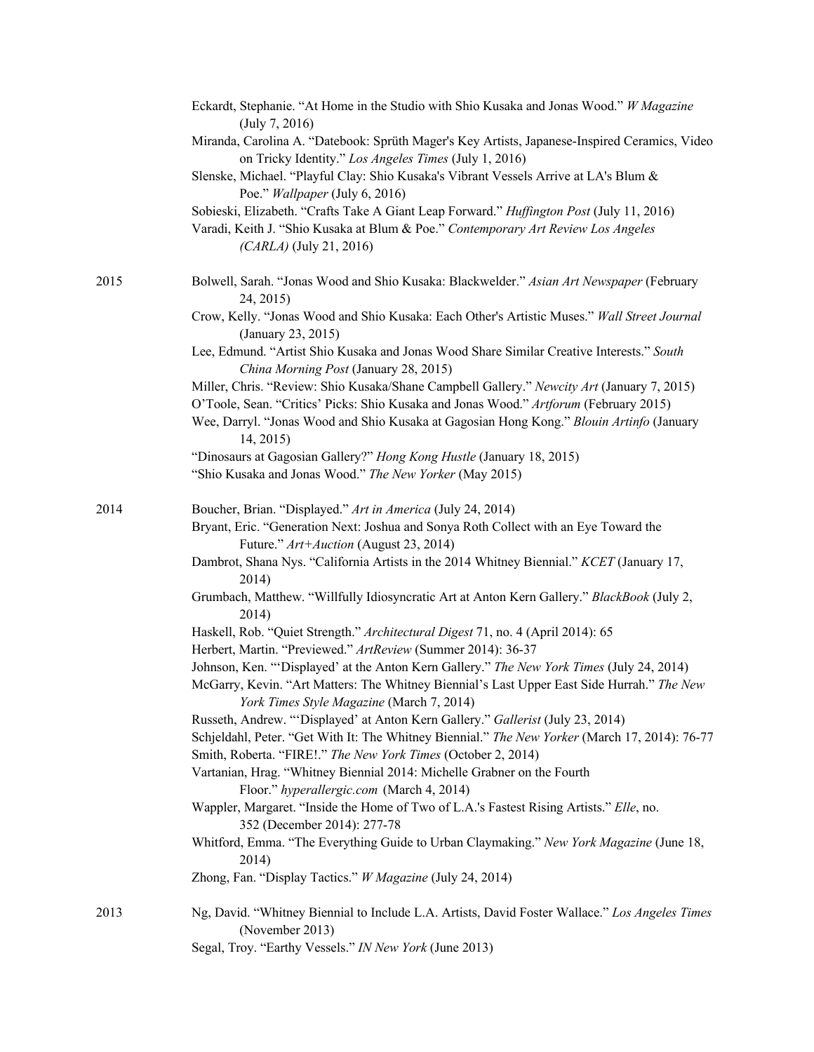Eckardt, Stephanie. "At Home in the Studio with Shio Kusaka and Jonas Wood." *W Magazine* (July 7, 2016)

Miranda, Carolina A. "Datebook: Sprüth Mager's Key Artists, Japanese-Inspired Ceramics, Video on Tricky Identity." *Los Angeles Times* (July 1, 2016)

Slenske, Michael. "Playful Clay: Shio Kusaka's Vibrant Vessels Arrive at LA's Blum & Poe." *Wallpaper* (July 6, 2016)

Sobieski, Elizabeth. "Crafts Take A Giant Leap Forward." *Huffington Post* (July 11, 2016)

Varadi, Keith J. "Shio Kusaka at Blum & Poe." *Contemporary Art Review Los Angeles (CARLA)* (July 21, 2016)

**2015**

Bolwell, Sarah. "Jonas Wood and Shio Kusaka: Blackwelder." *Asian Art Newspaper* (February 24, 2015)

Crow, Kelly. "Jonas Wood and Shio Kusaka: Each Other's Artistic Muses." *Wall Street Journal* (January 23, 2015)

Lee, Edmund. "Artist Shio Kusaka and Jonas Wood Share Similar Creative Interests." *South China Morning Post* (January 28, 2015)

Miller, Chris. "Review: Shio Kusaka/Shane Campbell Gallery." *Newcity Art* (January 7, 2015)

O'Toole, Sean. "Critics' Picks: Shio Kusaka and Jonas Wood." *Artforum* (February 2015)

Wee, Darryl. "Jonas Wood and Shio Kusaka at Gagosian Hong Kong." *Blouin Artinfo* (January 14, 2015)

"Dinosaurs at Gagosian Gallery?" *Hong Kong Hustle* (January 18, 2015)

"Shio Kusaka and Jonas Wood." *The New Yorker* (May 2015)

**2014**

Boucher, Brian. "Displayed." *Art in America* (July 24, 2014)

Bryant, Eric. "Generation Next: Joshua and Sonya Roth Collect with an Eye Toward the Future." *Art+Auction* (August 23, 2014)

Dambrot, Shana Nys. "California Artists in the 2014 Whitney Biennial." *KCET* (January 17, 2014)

Grumbach, Matthew. "Willfully Idiosyncratic Art at Anton Kern Gallery." *BlackBook* (July 2, 2014)

Haskell, Rob. "Quiet Strength." *Architectural Digest* 71, no. 4 (April 2014): 65

Herbert, Martin. "Previewed." *ArtReview* (Summer 2014): 36-37

Johnson, Ken. "'Displayed' at the Anton Kern Gallery." *The New York Times* (July 24, 2014)

McGarry, Kevin. "Art Matters: The Whitney Biennial's Last Upper East Side Hurrah." *The New York Times Style Magazine* (March 7, 2014)

Russeth, Andrew. "'Displayed' at Anton Kern Gallery." *Gallerist* (July 23, 2014)

Schjeldahl, Peter. "Get With It: The Whitney Biennial." *The New Yorker* (March 17, 2014): 76-77

Smith, Roberta. "FIRE!." *The New York Times* (October 2, 2014)

Vartanian, Hrag. "Whitney Biennial 2014: Michelle Grabner on the Fourth Floor." *hyperallergic.com* (March 4, 2014)

Wappler, Margaret. "Inside the Home of Two of L.A.'s Fastest Rising Artists." *Elle*, no. 352 (December 2014): 277-78

Whitford, Emma. "The Everything Guide to Urban Claymaking." *New York Magazine* (June 18, 2014)

Zhong, Fan. "Display Tactics." *W Magazine* (July 24, 2014)

**2013**

Ng, David. "Whitney Biennial to Include L.A. Artists, David Foster Wallace." *Los Angeles Times* (November 2013)

Segal, Troy. "Earthy Vessels." *IN New York* (June 2013)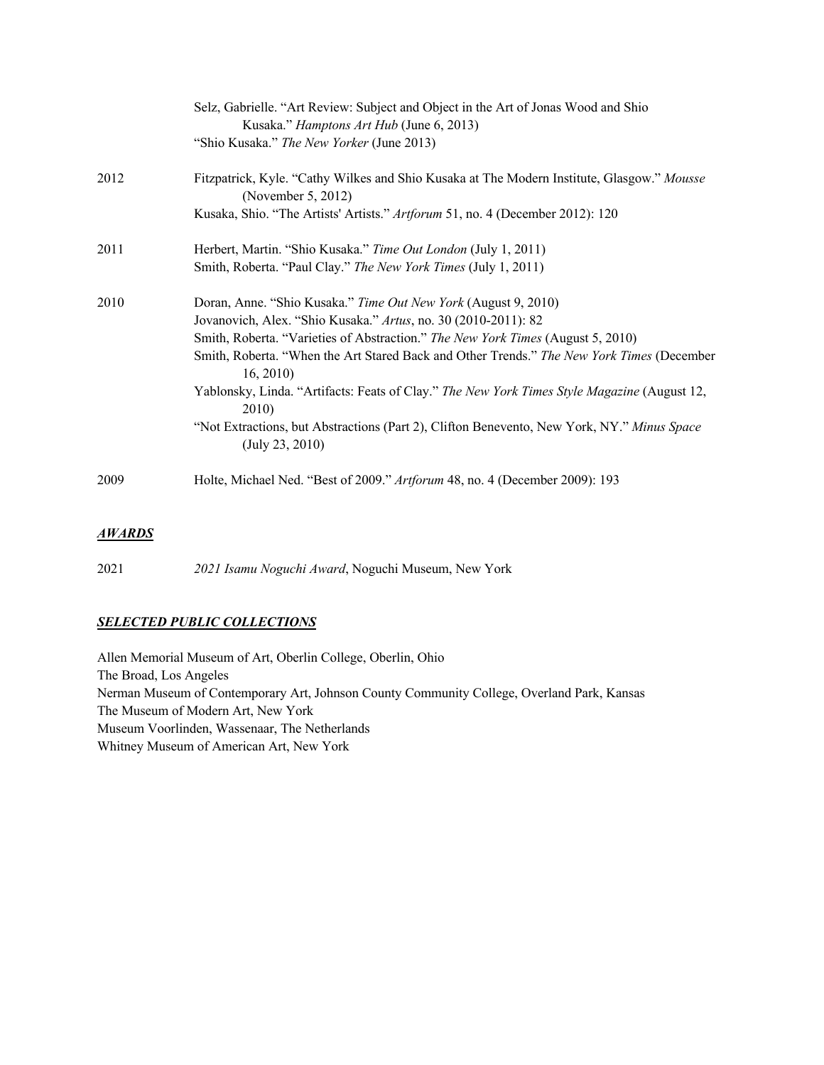Selz, Gabrielle. "Art Review: Subject and Object in the Art of Jonas Wood and Shio Kusaka." *Hamptons Art Hub* (June 6, 2013)
"Shio Kusaka." *The New Yorker* (June 2013)

2012
Fitzpatrick, Kyle. "Cathy Wilkes and Shio Kusaka at The Modern Institute, Glasgow." *Mousse* (November 5, 2012)
Kusaka, Shio. "The Artists' Artists." *Artforum* 51, no. 4 (December 2012): 120

2011
Herbert, Martin. "Shio Kusaka." *Time Out London* (July 1, 2011)
Smith, Roberta. "Paul Clay." *The New York Times* (July 1, 2011)

2010
Doran, Anne. "Shio Kusaka." *Time Out New York* (August 9, 2010)
Jovanovich, Alex. "Shio Kusaka." *Artus*, no. 30 (2010-2011): 82
Smith, Roberta. "Varieties of Abstraction." *The New York Times* (August 5, 2010)
Smith, Roberta. "When the Art Stared Back and Other Trends." *The New York Times* (December 16, 2010)
Yablonsky, Linda. "Artifacts: Feats of Clay." *The New York Times Style Magazine* (August 12, 2010)
"Not Extractions, but Abstractions (Part 2), Clifton Benevento, New York, NY." *Minus Space* (July 23, 2010)

2009
Holte, Michael Ned. "Best of 2009." *Artforum* 48, no. 4 (December 2009): 193

## ***AWARDS***

2021 *2021 Isamu Noguchi Award*, Noguchi Museum, New York

## ***SELECTED PUBLIC COLLECTIONS***

Allen Memorial Museum of Art, Oberlin College, Oberlin, Ohio
The Broad, Los Angeles
Nerman Museum of Contemporary Art, Johnson County Community College, Overland Park, Kansas
The Museum of Modern Art, New York
Museum Voorlinden, Wassenaar, The Netherlands
Whitney Museum of American Art, New York